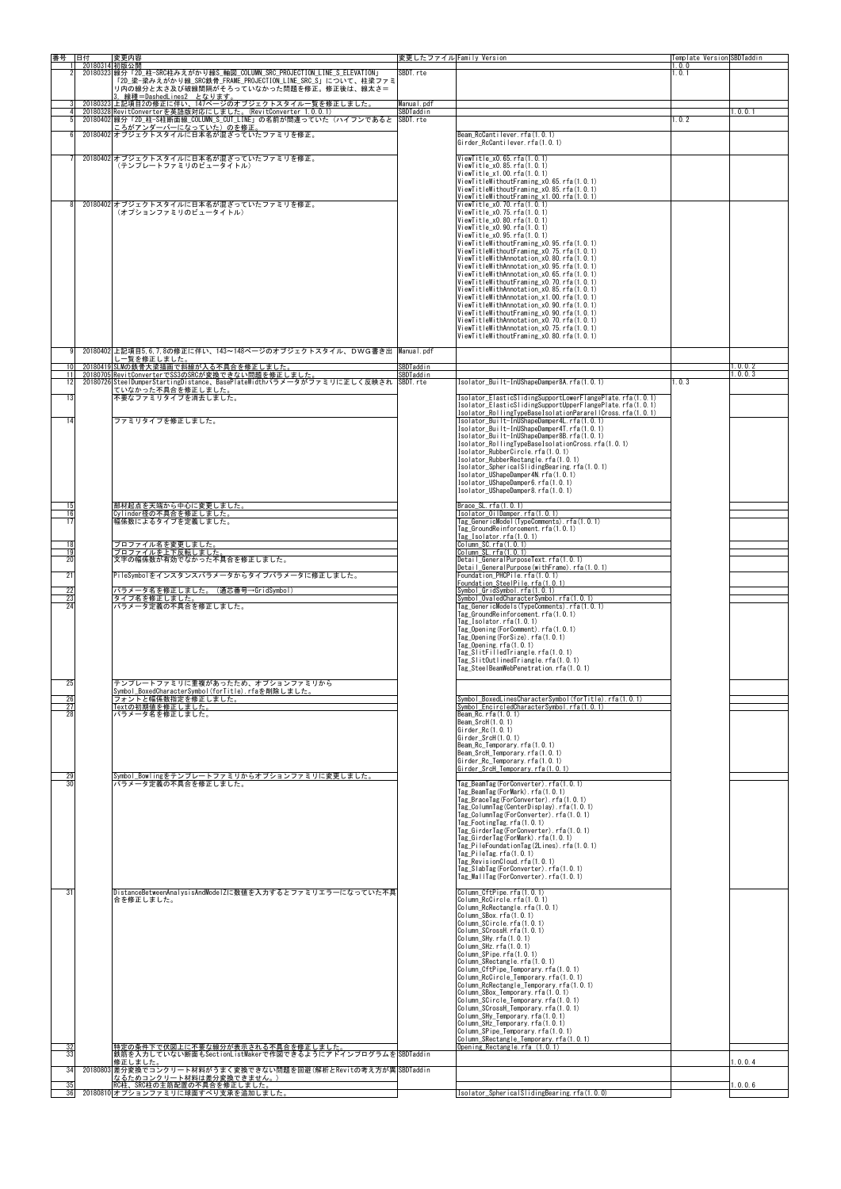| 番号 | 日付 | 変更内容 | 変更したファイル | Family Version | Template Version | SBDTaddin |
|---|---|---|---|---|---|---|
| 1 | 20180314 | 初版公開 | | | 1.0.0 | |
| 2 | 20180323 | 線分「2D_柱-SRC柱みえがかり線S_軸図_COLUMN_SRC_PROJECTION_LINE_S_ELEVATION」「2D_梁-梁みえがかり線_SRC鉄骨_FRAME_PROJECTION_LINE_SRC_S」について、柱梁ファミリ内の線分と太さ及び破線間隔がそろっていなかった問題を修正。修正後は、線太さ=3、線種=DashedLines2 となります。 | SBDT.rte | | 1.0.1 | |
| 3 | 20180323 | 上記項目2の修正に伴い、147ページのオブジェクトスタイル一覧を修正しました。 | Manual.pdf | | | |
| 4 | 20180328 | RevitConverterを英語版対応にしました。(RevitConverter 1.0.0.1) | SBDTaddin | | | 1.0.0.1 |
| 5 | 20180402 | 線分「2D_柱-S柱断面線_COLUMN_S_CUT_LINE」の名前が間違っていた(ハイフンであるところがアンダーバーになっていた)のを修正。 | SBDT.rte | | 1.0.2 | |
| 6 | 20180402 | オブジェクトスタイルに日本名が混ざっていたファミリを修正。 | | Beam_RcCantilever.rfa(1.0.1)<br>Girder_RcCantilever.rfa(1.0.1) | | |
| 7 | 20180402 | オブジェクトスタイルに日本名が混ざっていたファミリを修正。(テンプレートファミリのビュータイトル) | | ViewTitle_x0.65.rfa(1.0.1)<br>ViewTitle_x0.85.rfa(1.0.1)<br>ViewTitle_x1.00.rfa(1.0.1)<br>ViewTitleWithoutFraming_x0.65.rfa(1.0.1)<br>ViewTitleWithoutFraming_x0.85.rfa(1.0.1)<br>ViewTitleWithoutFraming_x1.00.rfa(1.0.1) | | |
| 8 | 20180402 | オブジェクトスタイルに日本名が混ざっていたファミリを修正。(オプションファミリのビュータイトル) | | ViewTitle_x0.70.rfa(1.0.1)<br>ViewTitle_x0.75.rfa(1.0.1)<br>ViewTitle_x0.80.rfa(1.0.1)<br>ViewTitle_x0.90.rfa(1.0.1)<br>ViewTitle_x0.95.rfa(1.0.1)<br>ViewTitleWithoutFraming_x0.95.rfa(1.0.1)<br>ViewTitleWithoutFraming_x0.75.rfa(1.0.1)<br>ViewTitleWithAnnotation_x0.80.rfa(1.0.1)<br>ViewTitleWithAnnotation_x0.95.rfa(1.0.1)<br>ViewTitleWithAnnotation_x0.65.rfa(1.0.1)<br>ViewTitleWithoutFraming_x0.70.rfa(1.0.1)<br>ViewTitleWithAnnotation_x0.85.rfa(1.0.1)<br>ViewTitleWithAnnotation_x1.00.rfa(1.0.1)<br>ViewTitleWithAnnotation_x0.90.rfa(1.0.1)<br>ViewTitleWithoutFraming_x0.90.rfa(1.0.1)<br>ViewTitleWithAnnotation_x0.70.rfa(1.0.1)<br>ViewTitleWithAnnotation_x0.75.rfa(1.0.1)<br>ViewTitleWithoutFraming_x0.80.rfa(1.0.1) | | |
| 9 | 20180402 | 上記項目5,6,7,8の修正に伴い、143~148ページのオブジェクトスタイル、DWG書き出し一覧を修正しました。 | Manual.pdf | | | |
| 10 | 20180419 | SLWの鉄骨大梁描画で斜線が入る不具合を修正しました。 | SBDTaddin | | | 1.0.0.2 |
| 11 | 20180705 | RevitConverterでSS3のSRCが変換できない問題を修正しました。 | SBDTaddin | | | 1.0.0.3 |
| 12 | 20180726 | SteelDumperStartingDistance、BasePlateWidthパラメータがファミリに正しく反映されていなかった不具合を修正しました。 | SBDT.rte | Isolator_Built-InUShapeDamper8A.rfa(1.0.1) | 1.0.3 | |
| 13 | | 不要なファミリタイプを消去しました。 | | Isolator_ElasticSlidingSupportLowerFlangePlate.rfa(1.0.1)<br>Isolator_ElasticSlidingSupportUpperFlangePlate.rfa(1.0.1)<br>Isolator_RollingTypeBaseIsolationPararellCross.rfa(1.0.1) | | |
| 14 | | ファミリタイプを修正しました。 | | Isolator_Built-InUShapeDamper4L.rfa(1.0.1)<br>Isolator_Built-InUShapeDamper4T.rfa(1.0.1)<br>Isolator_Built-InUShapeDamper8B.rfa(1.0.1)<br>Isolator_RollingTypeBaseIsolationCross.rfa(1.0.1)<br>Isolator_RubberCircle.rfa(1.0.1)<br>Isolator_RubberRectangle.rfa(1.0.1)<br>Isolator_SphericalSlidingBearing.rfa(1.0.1)<br>Isolator_UShapeDamper4N.rfa(1.0.1)<br>Isolator_UShapeDamper6.rfa(1.0.1)<br>Isolator_UShapeDamper8.rfa(1.0.1) | | |
| 15 | | 部材起点を天端から中心に変更しました。 | | Brace_SL.rfa(1.0.1) | | |
| 16 | | Cylinder径の不具合を修正しました。 | | Isolator_OilDamper.rfa(1.0.1) | | |
| 17 | | 幅係数によるタイプを定義しました。 | | Tag_GenericModel(TypeComments).rfa(1.0.1)<br>Tag_GroundReinforcement.rfa(1.0.1)<br>Tag_Isolator.rfa(1.0.1) | | |
| 18 | | プロファイル名を変更しました。 | | Column_SC.rfa(1.0.1) | | |
| 19 | | プロファイルを上下反転しました。 | | Column_SL.rfa(1.0.1) | | |
| 20 | | 文字の幅係数が有効でなかった不具合を修正しました。 | | Detail_GeneralPurposeText.rfa(1.0.1)<br>Detail_GeneralPurpose(withFrame).rfa(1.0.1) | | |
| 21 | | PileSymbolをインスタンスパラメータからタイプパラメータに修正しました。 | | Foundation_PHCPile.rfa(1.0.1)<br>Foundation_SteelPile.rfa(1.0.1) | | |
| 22 | | パラメータ名を修正しました。(通芯番号→GridSymbol) | | Symbol_GridSymbol.rfa(1.0.1) | | |
| 23 | | タイプ名を修正しました。 | | Symbol_OvaledCharacterSymbol.rfa(1.0.1) | | |
| 24 | | パラメータ定義の不具合を修正しました。 | | Tag_GenericModels(TypeComments).rfa(1.0.1)<br>Tag_GroundReinforcement.rfa(1.0.1)<br>Tag_Isolator.rfa(1.0.1)<br>Tag_Opening(ForComment).rfa(1.0.1)<br>Tag_Opening(ForSize).rfa(1.0.1)<br>Tag_Opening.rfa(1.0.1)<br>Tag_SlitFilledTriangle.rfa(1.0.1)<br>Tag_SlitOutlinedTriangle.rfa(1.0.1)<br>Tag_SteelBeamWebPenetration.rfa(1.0.1) | | |
| 25 | | テンプレートファミリに重複があったため、オプションファミリからSymbol_BoxedCharacterSymbol(forTitle).rfaを削除しました。 | | | | |
| 26 | | フォントと幅係数指定を修正しました。 | | Symbol_BoxedLinesCharacterSymbol(forTitle).rfa(1.0.1) | | |
| 27 | | Textの初期値を修正しました。 | | Symbol_EncircledCharacterSymbol.rfa(1.0.1) | | |
| 28 | | パラメータ名を修正しました。 | | Beam_Rc.rfa(1.0.1)<br>Beam_SrcH(1.0.1)<br>Girder_Rc(1.0.1)<br>Girder_SrcH(1.0.1)<br>Beam_Rc_Temporary.rfa(1.0.1)<br>Beam_SrcH_Temporary.rfa(1.0.1)<br>Girder_Rc_Temporary.rfa(1.0.1)<br>Girder_SrcH_Temporary.rfa(1.0.1) | | |
| 29 | | Symbol_Bowlingをテンプレートファミリからオプションファミリに変更しました。 | | | | |
| 30 | | パラメータ定義の不具合を修正しました。 | | Tag_BeamTag(ForConverter).rfa(1.0.1)<br>Tag_BeamTag(ForMark).rfa(1.0.1)<br>Tag_BraceTag(ForConverter).rfa(1.0.1)<br>Tag_ColumnTag(CenterDisplay).rfa(1.0.1)<br>Tag_ColumnTag(ForConverter).rfa(1.0.1)<br>Tag_FootingTag.rfa(1.0.1)<br>Tag_GirderTag(ForConverter).rfa(1.0.1)<br>Tag_GirderTag(ForMark).rfa(1.0.1)<br>Tag_PileFoundationTag(2Lines).rfa(1.0.1)<br>Tag_PileTag.rfa(1.0.1)<br>Tag_RevisionCloud.rfa(1.0.1)<br>Tag_SlabTag(ForConverter).rfa(1.0.1)<br>Tag_WallTag(ForConverter).rfa(1.0.1) | | |
| 31 | | DistanceBetweenAnalysisAndModelZに数値を入力するとファミリエラーになっていた不具合を修正しました。 | | Column_CftPipe.rfa(1.0.1)<br>Column_RcCircle.rfa(1.0.1)<br>Column_RcRectangle.rfa(1.0.1)<br>Column_SBox.rfa(1.0.1)<br>Column_SCircle.rfa(1.0.1)<br>Column_SCrossH.rfa(1.0.1)<br>Column_SHy.rfa(1.0.1)<br>Column_SHz.rfa(1.0.1)<br>Column_SPipe.rfa(1.0.1)<br>Column_SRectangle.rfa(1.0.1)<br>Column_CftPipe_Temporary.rfa(1.0.1)<br>Column_RcCircle_Temporary.rfa(1.0.1)<br>Column_RcRectangle_Temporary.rfa(1.0.1)<br>Column_SBox_Temporary.rfa(1.0.1)<br>Column_SCircle_Temporary.rfa(1.0.1)<br>Column_SCrossH_Temporary.rfa(1.0.1)<br>Column_SHy_Temporary.rfa(1.0.1)<br>Column_SHz_Temporary.rfa(1.0.1)<br>Column_SPipe_Temporary.rfa(1.0.1)<br>Column_SRectangle_Temporary.rfa(1.0.1) | | |
| 32 | | 特定の条件下で伏図上に不要な線分が表示される不具合を修正しました。 | | Opening_Rectangle.rfa (1.0.1) | | |
| 33 | | 鉄筋を入力していない断面もSectionListMakerで作図できるようにアドインプログラムを修正しました。 | SBDTaddin | | | 1.0.0.4 |
| 34 | 20180803 | 差分変換でコンクリート材料がうまく変換できない問題を回避(解析とRevitの考え方が異なるためコンクリート材料は差分変換できません。) | SBDTaddin | | | |
| 35 | | RC柱、SRC柱の主筋配置の不具合を修正しました。 | | | | 1.0.0.6 |
| 36 | 20180810 | オプションファミリに球面すべり支承を追加しました。 | | Isolator_SphericalSlidingBearing.rfa(1.0.0) | | |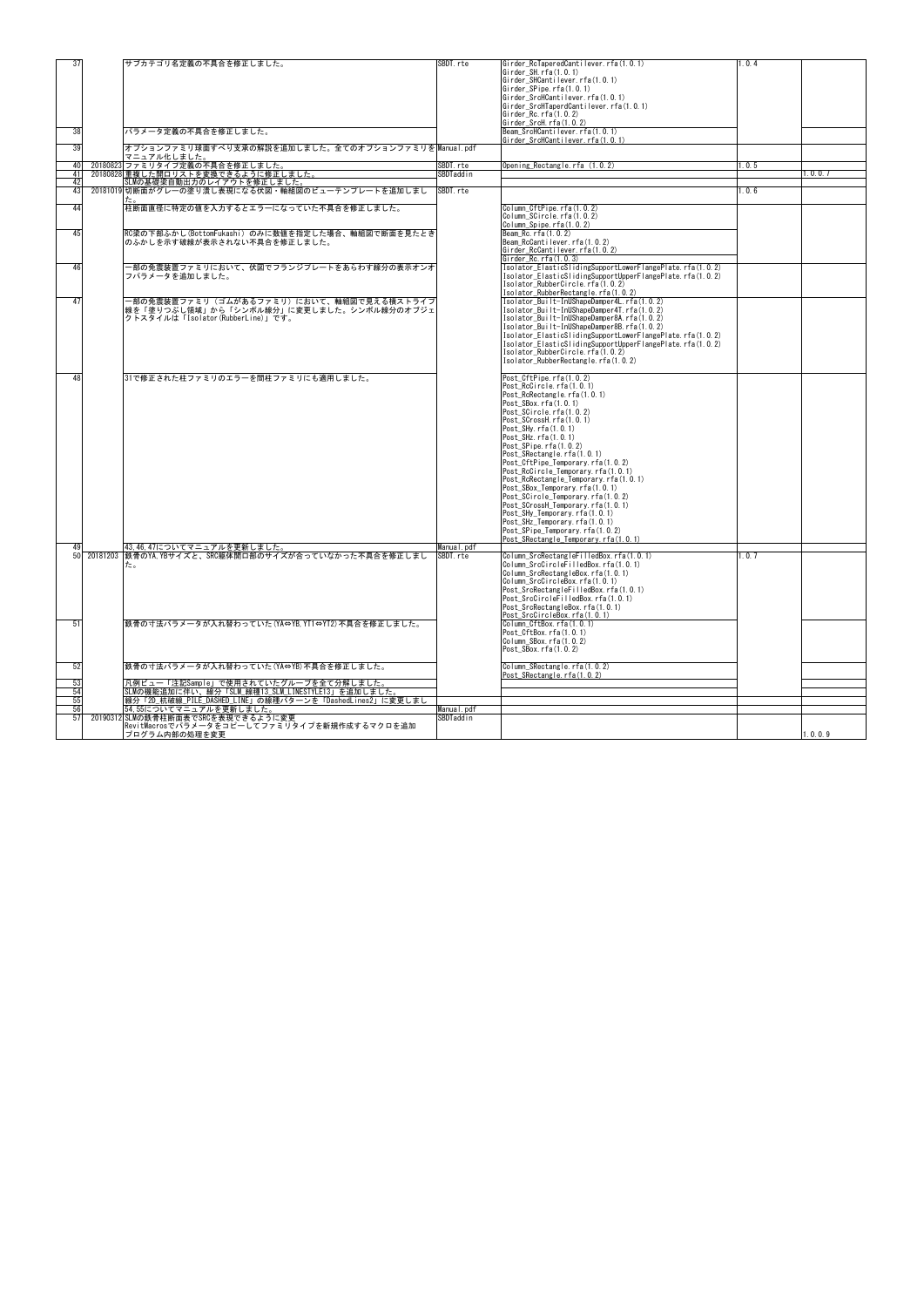| | | | | | | |
|---|---|---|---|---|---|---|
| 37 | | サブカテゴリ名定義の不具合を修正しました。 | SBDT.rte | Girder_RcTaperedCantilever.rfa(1.0.1)<br>Girder_SH.rfa(1.0.1)<br>Girder_SHCantilever.rfa(1.0.1)<br>Girder_SPipe.rfa(1.0.1)<br>Girder_SrcHCantilever.rfa(1.0.1)<br>Girder_SrcHTaperdCantilever.rfa(1.0.1)<br>Girder_Rc.rfa(1.0.2)<br>Girder_SrcH.rfa(1.0.2) | 1.0.4 | |
| 38 | | パラメータ定義の不具合を修正しました。 | | Beam_SrcHCantilever.rfa(1.0.1)<br>Girder_SrcHCantilever.rfa(1.0.1) | | |
| 39 | | オプションファミリ球面すべり支承の解説を追加しました。全てのオプションファミリをマニュアル化しました。 | Manual.pdf | | | |
| 40 | 20180823 | ファミリタイプ定義の不具合を修正しました。 | SBDT.rte | Opening_Rectangle.rfa (1.0.2) | 1.0.5 | |
| 41 | 20180828 | 重複した開口リストを変換できるように修正しました。 | SBDTaddin | | | 1.0.0.7 |
| 42 | | SLMの基礎梁自動出力のレイアウトを修正しました。 | | | | |
| 43 | 20181019 | 切断面がグレーの塗り潰し表現になる伏図・軸組図のビューテンプレートを追加しました。 | SBDT.rte | | 1.0.6 | |
| 44 | | 柱断面直径に特定の値を入力するとエラーになっていた不具合を修正しました。 | | Column_CftPipe.rfa(1.0.2)<br>Column_SCircle.rfa(1.0.2)<br>Column_Spipe.rfa(1.0.2) | | |
| 45 | | RC梁の下部ふかし(BottomFukashi) のみに数値を指定した場合、軸組図で断面を見たときのふかしを示す破線が表示されない不具合を修正しました。 | | Beam_Rc.rfa(1.0.2)<br>Beam_RcCantilever.rfa(1.0.2)<br>Girder_RcCantilever.rfa(1.0.2)<br>Girder_Rc.rfa(1.0.3) | | |
| 46 | | 一部の免震装置ファミリにおいて、伏図でフランジプレートをあらわす線分の表示オンオフパラメータを追加しました。 | | Isolator_ElasticSlidingSupportLowerFlangePlate.rfa(1.0.2)<br>Isolator_ElasticSlidingSupportUpperFlangePlate.rfa(1.0.2)<br>Isolator_RubberCircle.rfa(1.0.2)<br>Isolator_RubberRectangle.rfa(1.0.2) | | |
| 47 | | 一部の免震装置ファミリ（ゴムがあるファミリ）において、軸組図で見える横ストライプ線を「塗りつぶし領域」から「シンボル線分」に変更しました。シンボル線分のオブジェクトスタイルは「Isolator(RubberLine)」です。 | | Isolator_Built-InUShapeDamper4L.rfa(1.0.2)<br>Isolator_Built-InUShapeDamper4T.rfa(1.0.2)<br>Isolator_Built-InUShapeDamper8A.rfa(1.0.2)<br>Isolator_Built-InUShapeDamper8B.rfa(1.0.2)<br>Isolator_ElasticSlidingSupportLowerFlangePlate.rfa(1.0.2)<br>Isolator_ElasticSlidingSupportUpperFlangePlate.rfa(1.0.2)<br>Isolator_RubberCircle.rfa(1.0.2)<br>Isolator_RubberRectangle.rfa(1.0.2) | | |
| 48 | | 31で修正された柱ファミリのエラーを間柱ファミリにも適用しました。 | | Post_CftPipe.rfa(1.0.2)<br>Post_RcCircle.rfa(1.0.1)<br>Post_RcRectangle.rfa(1.0.1)<br>Post_SBox.rfa(1.0.1)<br>Post_SCircle.rfa(1.0.2)<br>Post_SCrossH.rfa(1.0.1)<br>Post_SHy.rfa(1.0.1)<br>Post_SHz.rfa(1.0.1)<br>Post_SPipe.rfa(1.0.2)<br>Post_SRectangle.rfa(1.0.1)<br>Post_CftPipe_Temporary.rfa(1.0.2)<br>Post_RcCircle_Temporary.rfa(1.0.1)<br>Post_RcRectangle_Temporary.rfa(1.0.1)<br>Post_SBox_Temporary.rfa(1.0.1)<br>Post_SCircle_Temporary.rfa(1.0.2)<br>Post_SCrossH_Temporary.rfa(1.0.1)<br>Post_SHy_Temporary.rfa(1.0.1)<br>Post_SHz_Temporary.rfa(1.0.1)<br>Post_SPipe_Temporary.rfa(1.0.2)<br>Post_SRectangle_Temporary.rfa(1.0.1) | | |
| 49 | | 43,46,47についてマニュアルを更新しました。 | Manual.pdf | | | |
| 50 | 20181203 | 鉄骨のYA,YBサイズと、SRC躯体開口部のサイズが合っていなかった不具合を修正しました。 | SBDT.rte | Column_SrcRectangleFilledBox.rfa(1.0.1)<br>Column_SrcCircleFilledBox.rfa(1.0.1)<br>Column_SrcRectangleBox.rfa(1.0.1)<br>Column_SrcCircleBox.rfa(1.0.1)<br>Post_SrcRectangleFilledBox.rfa(1.0.1)<br>Post_SrcCircleFilledBox.rfa(1.0.1)<br>Post_SrcRectangleBox.rfa(1.0.1)<br>Post_SrcCircleBox.rfa(1.0.1) | 1.0.7 | |
| 51 | | 鉄骨の寸法パラメータが入れ替わっていた(YA⇔YB,YT1⇔YT2)不具合を修正しました。 | | Column_CftBox.rfa(1.0.1)<br>Post_CftBox.rfa(1.0.1)<br>Column_SBox.rfa(1.0.2)<br>Post_SBox.rfa(1.0.2) | | |
| 52 | | 鉄骨の寸法パラメータが入れ替わっていた(YA⇔YB)不具合を修正しました。 | | Column_SRectangle.rfa(1.0.2)<br>Post_SRectangle.rfa(1.0.2) | | |
| 53 | | 凡例ビュー「注記Sample」で使用されていたグループを全て分解しました。 | | | | |
| 54 | | SLMの機能追加に伴い、線分「SLM_線種13_SLM_LINESTYLE13」を追加しました。 | | | | |
| 55 | | 線分「2D_杭破線_PILE_DASHED_LINE」の線種パターンを「DashedLines2」に変更しました。 | | | | |
| 56 | | 54,55についてマニュアルを更新しました。 | Manual.pdf | | | |
| 57 | 20190312 | SLMの鉄骨柱断面表でSRCを表現できるように変更<br>RevitMacrosでパラメータをコピーしてファミリタイプを新規作成するマクロを追加<br>プログラム内部の処理を変更 | SBDTaddin | | | 1.0.0.9 |